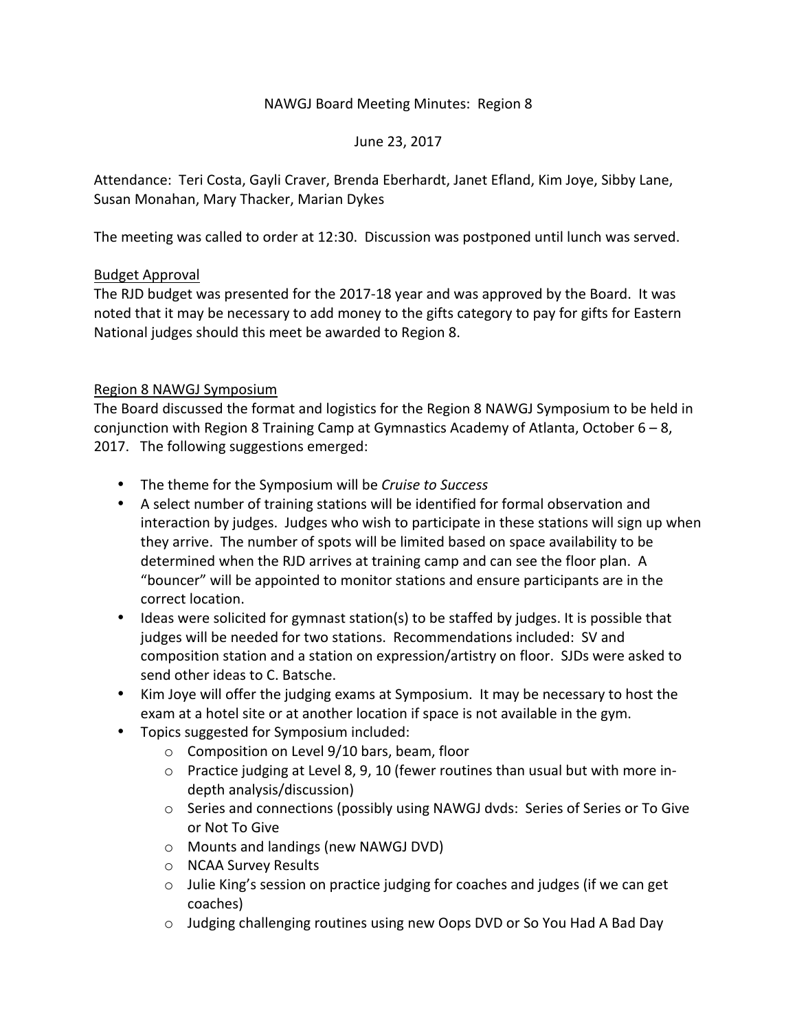NAWGJ Board Meeting Minutes: Region 8

June 23, 2017

Attendance: Teri Costa, Gayli Craver, Brenda Eberhardt, Janet Efland, Kim Joye, Sibby Lane, Susan Monahan, Mary Thacker, Marian Dykes

The meeting was called to order at 12:30. Discussion was postponed until lunch was served.

## Budget Approval

The RJD budget was presented for the 2017-18 year and was approved by the Board. It was noted that it may be necessary to add money to the gifts category to pay for gifts for Eastern National judges should this meet be awarded to Region 8.

## Region 8 NAWGJ Symposium

The Board discussed the format and logistics for the Region 8 NAWGJ Symposium to be held in conjunction with Region 8 Training Camp at Gymnastics Academy of Atlanta, October 6 – 8, 2017. The following suggestions emerged:

- The theme for the Symposium will be *Cruise to Success*
- A select number of training stations will be identified for formal observation and interaction by judges. Judges who wish to participate in these stations will sign up when they arrive. The number of spots will be limited based on space availability to be determined when the RJD arrives at training camp and can see the floor plan. A "bouncer" will be appointed to monitor stations and ensure participants are in the correct location.
- Ideas were solicited for gymnast station(s) to be staffed by judges. It is possible that judges will be needed for two stations. Recommendations included: SV and composition station and a station on expression/artistry on floor. SJDs were asked to send other ideas to C. Batsche.
- Kim Joye will offer the judging exams at Symposium. It may be necessary to host the exam at a hotel site or at another location if space is not available in the gym.
- Topics suggested for Symposium included:
  - Composition on Level 9/10 bars, beam, floor
  - Practice judging at Level 8, 9, 10 (fewer routines than usual but with more in-depth analysis/discussion)
  - Series and connections (possibly using NAWGJ dvds: Series of Series or To Give or Not To Give
  - Mounts and landings (new NAWGJ DVD)
  - NCAA Survey Results
  - Julie King's session on practice judging for coaches and judges (if we can get coaches)
  - Judging challenging routines using new Oops DVD or So You Had A Bad Day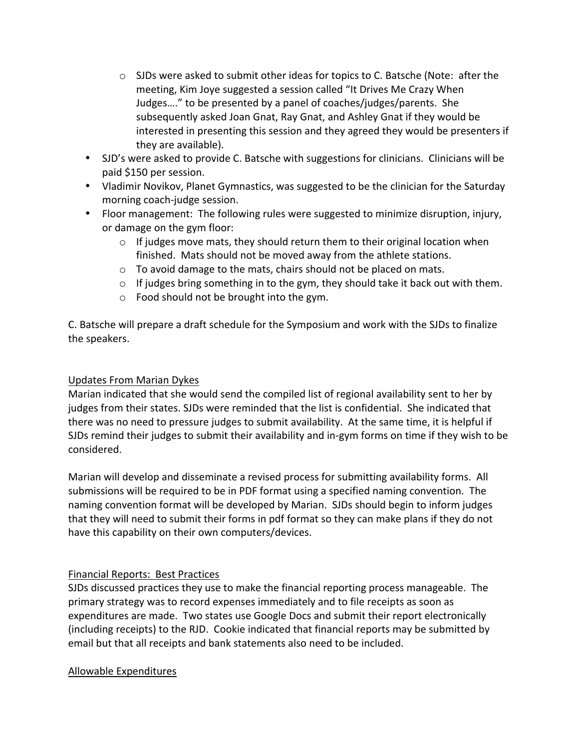- SJDs were asked to submit other ideas for topics to C. Batsche (Note: after the meeting, Kim Joye suggested a session called "It Drives Me Crazy When Judges…." to be presented by a panel of coaches/judges/parents. She subsequently asked Joan Gnat, Ray Gnat, and Ashley Gnat if they would be interested in presenting this session and they agreed they would be presenters if they are available).
- SJD's were asked to provide C. Batsche with suggestions for clinicians. Clinicians will be paid $150 per session.
- Vladimir Novikov, Planet Gymnastics, was suggested to be the clinician for the Saturday morning coach-judge session.
- Floor management: The following rules were suggested to minimize disruption, injury, or damage on the gym floor:
    - If judges move mats, they should return them to their original location when finished. Mats should not be moved away from the athlete stations.
    - To avoid damage to the mats, chairs should not be placed on mats.
    - If judges bring something in to the gym, they should take it back out with them.
    - Food should not be brought into the gym.

C. Batsche will prepare a draft schedule for the Symposium and work with the SJDs to finalize the speakers.

## Updates From Marian Dykes

Marian indicated that she would send the compiled list of regional availability sent to her by judges from their states. SJDs were reminded that the list is confidential. She indicated that there was no need to pressure judges to submit availability. At the same time, it is helpful if SJDs remind their judges to submit their availability and in-gym forms on time if they wish to be considered.

Marian will develop and disseminate a revised process for submitting availability forms. All submissions will be required to be in PDF format using a specified naming convention. The naming convention format will be developed by Marian. SJDs should begin to inform judges that they will need to submit their forms in pdf format so they can make plans if they do not have this capability on their own computers/devices.

## Financial Reports: Best Practices

SJDs discussed practices they use to make the financial reporting process manageable. The primary strategy was to record expenses immediately and to file receipts as soon as expenditures are made. Two states use Google Docs and submit their report electronically (including receipts) to the RJD. Cookie indicated that financial reports may be submitted by email but that all receipts and bank statements also need to be included.

## Allowable Expenditures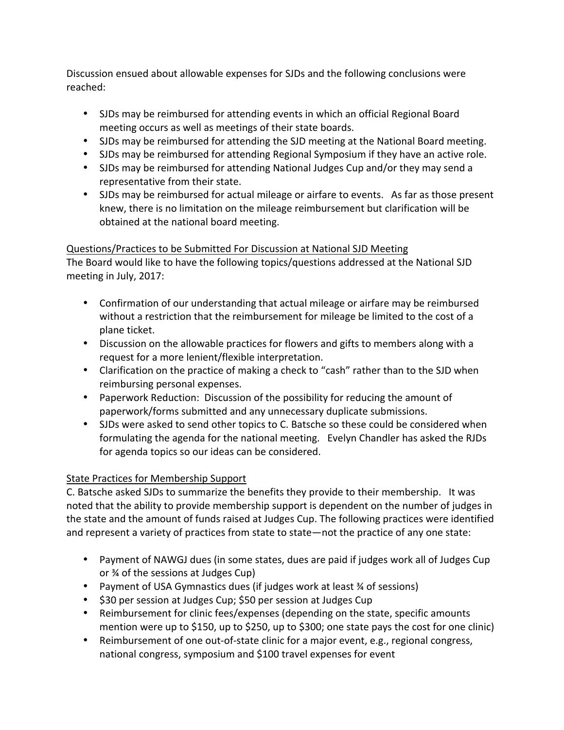Discussion ensued about allowable expenses for SJDs and the following conclusions were reached:

- SJDs may be reimbursed for attending events in which an official Regional Board meeting occurs as well as meetings of their state boards.
- SJDs may be reimbursed for attending the SJD meeting at the National Board meeting.
- SJDs may be reimbursed for attending Regional Symposium if they have an active role.
- SJDs may be reimbursed for attending National Judges Cup and/or they may send a representative from their state.
- SJDs may be reimbursed for actual mileage or airfare to events. As far as those present knew, there is no limitation on the mileage reimbursement but clarification will be obtained at the national board meeting.

<u>Questions/Practices to be Submitted For Discussion at National SJD Meeting</u>

The Board would like to have the following topics/questions addressed at the National SJD meeting in July, 2017:

- Confirmation of our understanding that actual mileage or airfare may be reimbursed without a restriction that the reimbursement for mileage be limited to the cost of a plane ticket.
- Discussion on the allowable practices for flowers and gifts to members along with a request for a more lenient/flexible interpretation.
- Clarification on the practice of making a check to "cash" rather than to the SJD when reimbursing personal expenses.
- Paperwork Reduction: Discussion of the possibility for reducing the amount of paperwork/forms submitted and any unnecessary duplicate submissions.
- SJDs were asked to send other topics to C. Batsche so these could be considered when formulating the agenda for the national meeting. Evelyn Chandler has asked the RJDs for agenda topics so our ideas can be considered.

<u>State Practices for Membership Support</u>

C. Batsche asked SJDs to summarize the benefits they provide to their membership. It was noted that the ability to provide membership support is dependent on the number of judges in the state and the amount of funds raised at Judges Cup. The following practices were identified and represent a variety of practices from state to state—not the practice of any one state:

- Payment of NAWGJ dues (in some states, dues are paid if judges work all of Judges Cup or ¾ of the sessions at Judges Cup)
- Payment of USA Gymnastics dues (if judges work at least ¾ of sessions)
- $30 per session at Judges Cup; $50 per session at Judges Cup
- Reimbursement for clinic fees/expenses (depending on the state, specific amounts mention were up to $150, up to $250, up to $300; one state pays the cost for one clinic)
- Reimbursement of one out-of-state clinic for a major event, e.g., regional congress, national congress, symposium and $100 travel expenses for event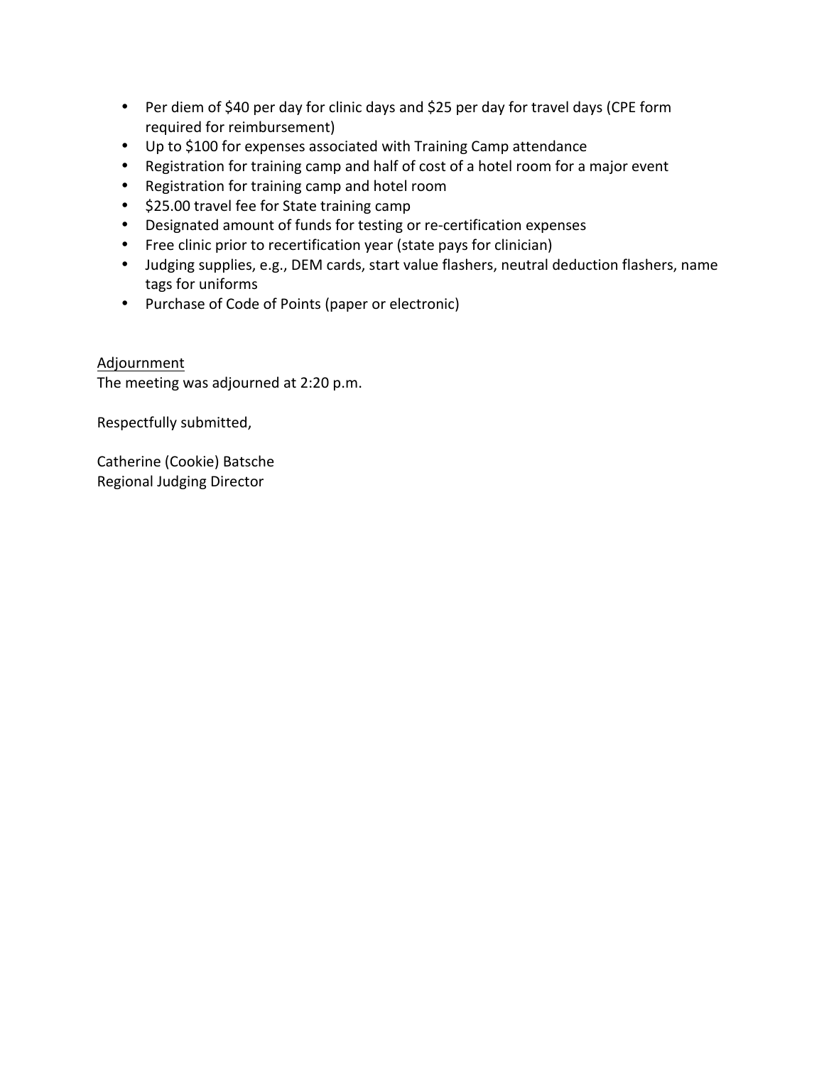- Per diem of $40 per day for clinic days and $25 per day for travel days (CPE form required for reimbursement)
- Up to $100 for expenses associated with Training Camp attendance
- Registration for training camp and half of cost of a hotel room for a major event
- Registration for training camp and hotel room
- $25.00 travel fee for State training camp
- Designated amount of funds for testing or re-certification expenses
- Free clinic prior to recertification year (state pays for clinician)
- Judging supplies, e.g., DEM cards, start value flashers, neutral deduction flashers, name tags for uniforms
- Purchase of Code of Points (paper or electronic)

<u>Adjournment</u>
The meeting was adjourned at 2:20 p.m.

Respectfully submitted,

Catherine (Cookie) Batsche
Regional Judging Director